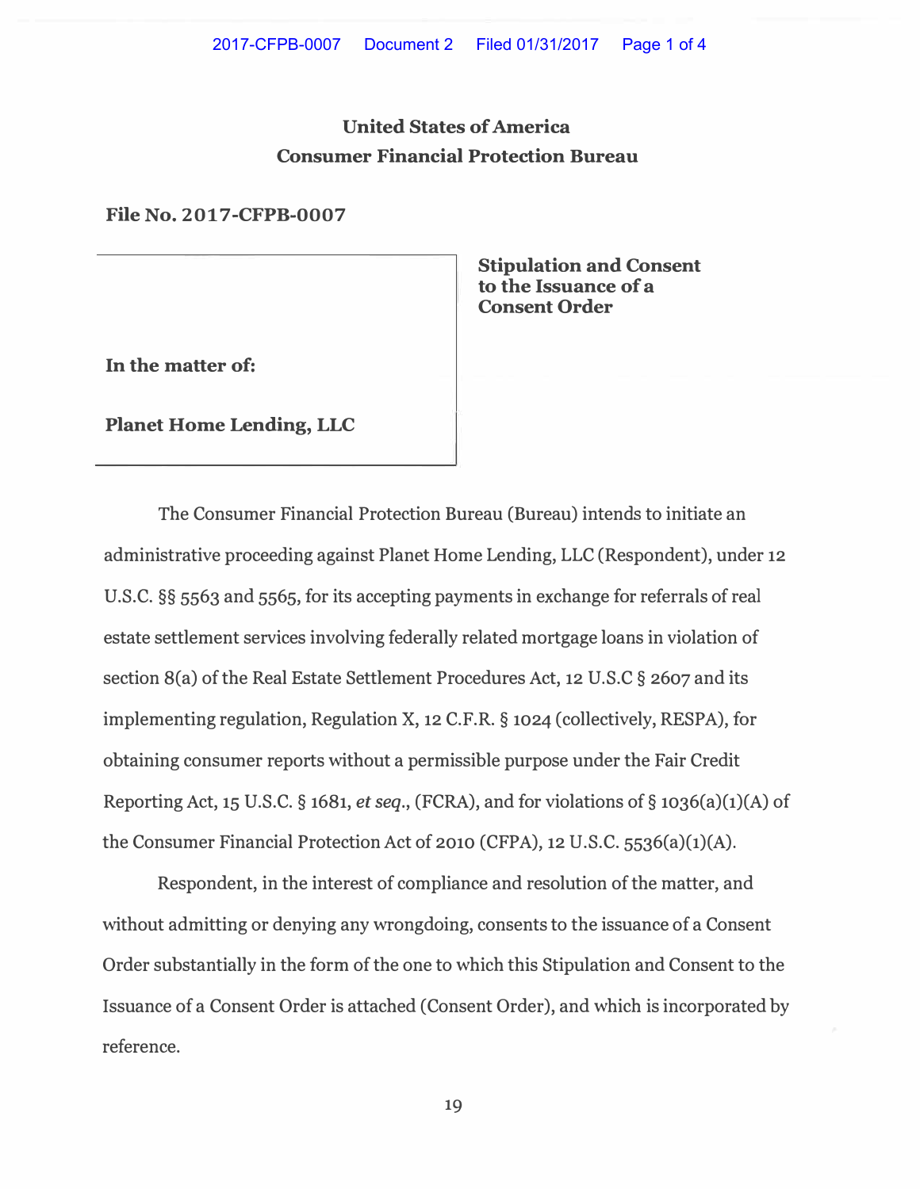# United States of America
# Consumer Financial Protection Bureau

**File No. 2017-CFPB-0007**

**In the matter of:**

**Planet Home Lending, LLC**

**Stipulation and Consent to the Issuance of a Consent Order**

The Consumer Financial Protection Bureau (Bureau) intends to initiate an administrative proceeding against Planet Home Lending, LLC (Respondent), under 12 U.S.C. §§ 5563 and 5565, for its accepting payments in exchange for referrals of real estate settlement services involving federally related mortgage loans in violation of section 8(a) of the Real Estate Settlement Procedures Act, 12 U.S.C § 2607 and its implementing regulation, Regulation X, 12 C.F.R. § 1024 (collectively, RESPA), for obtaining consumer reports without a permissible purpose under the Fair Credit Reporting Act, 15 U.S.C. § 1681, *et seq.*, (FCRA), and for violations of § 1036(a)(1)(A) of the Consumer Financial Protection Act of 2010 (CFPA), 12 U.S.C. 5536(a)(1)(A).

Respondent, in the interest of compliance and resolution of the matter, and without admitting or denying any wrongdoing, consents to the issuance of a Consent Order substantially in the form of the one to which this Stipulation and Consent to the Issuance of a Consent Order is attached (Consent Order), and which is incorporated by reference.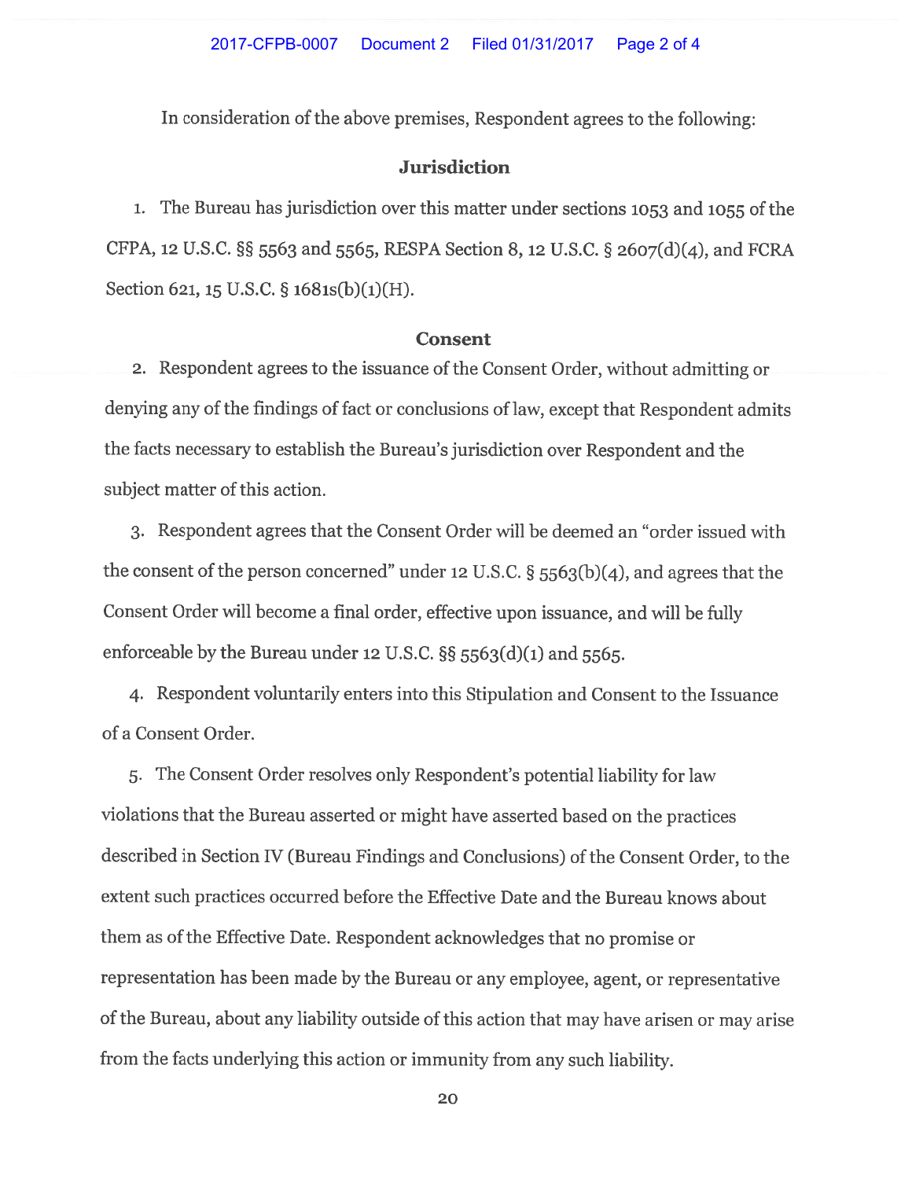In consideration of the above premises, Respondent agrees to the following:

## Jurisdiction

1. The Bureau has jurisdiction over this matter under sections 1053 and 1055 of the CFPA, 12 U.S.C. §§ 5563 and 5565, RESPA Section 8, 12 U.S.C. § 2607(d)(4), and FCRA Section 621, 15 U.S.C. § 1681s(b)(1)(H).

## Consent

2. Respondent agrees to the issuance of the Consent Order, without admitting or denying any of the findings of fact or conclusions of law, except that Respondent admits the facts necessary to establish the Bureau's jurisdiction over Respondent and the subject matter of this action.

3. Respondent agrees that the Consent Order will be deemed an "order issued with the consent of the person concerned" under 12 U.S.C. § 5563(b)(4), and agrees that the Consent Order will become a final order, effective upon issuance, and will be fully enforceable by the Bureau under 12 U.S.C. §§ 5563(d)(1) and 5565.

4. Respondent voluntarily enters into this Stipulation and Consent to the Issuance of a Consent Order.

5. The Consent Order resolves only Respondent's potential liability for law violations that the Bureau asserted or might have asserted based on the practices described in Section IV (Bureau Findings and Conclusions) of the Consent Order, to the extent such practices occurred before the Effective Date and the Bureau knows about them as of the Effective Date. Respondent acknowledges that no promise or representation has been made by the Bureau or any employee, agent, or representative of the Bureau, about any liability outside of this action that may have arisen or may arise from the facts underlying this action or immunity from any such liability.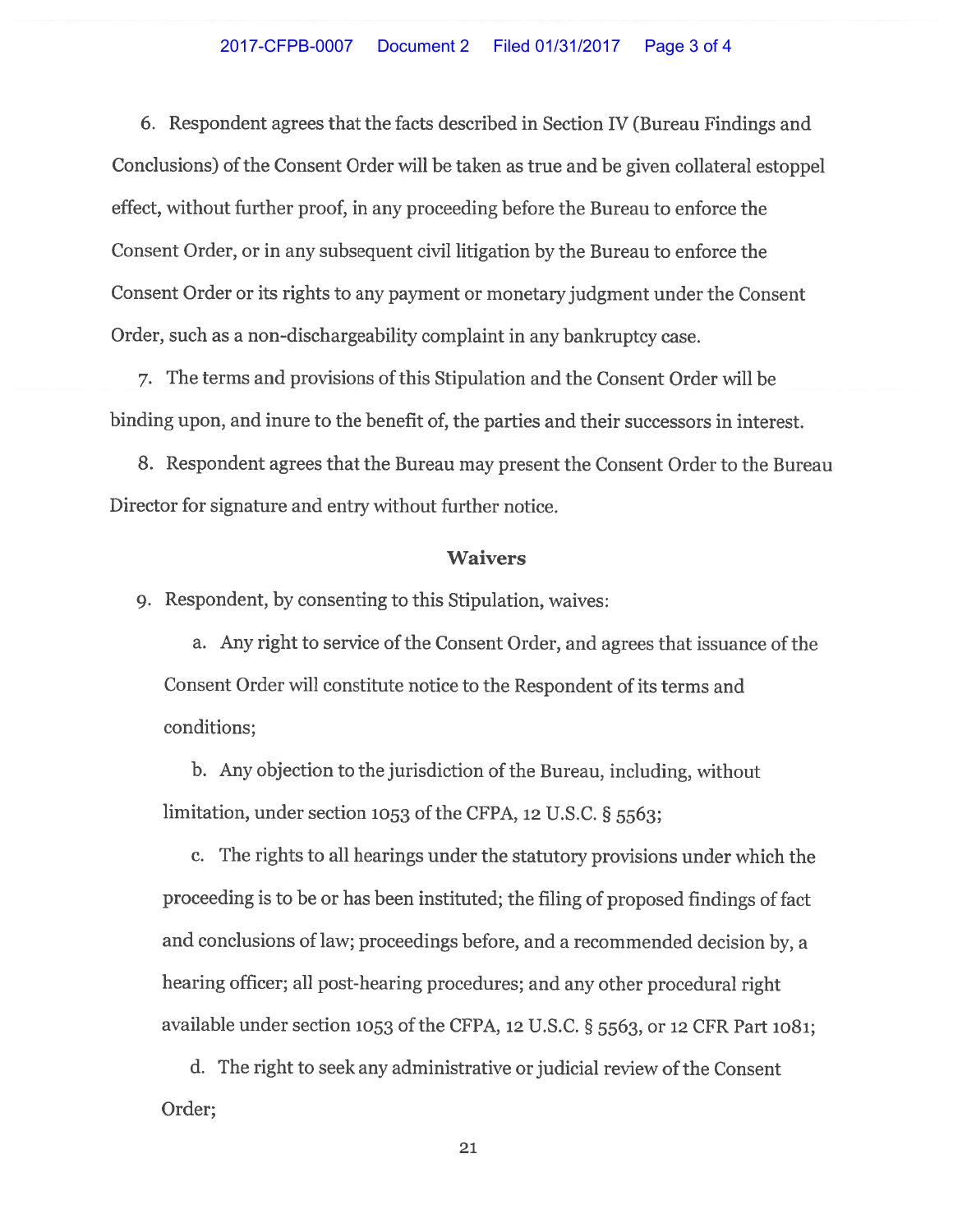6. Respondent agrees that the facts described in Section IV (Bureau Findings and Conclusions) of the Consent Order will be taken as true and be given collateral estoppel effect, without further proof, in any proceeding before the Bureau to enforce the Consent Order, or in any subsequent civil litigation by the Bureau to enforce the Consent Order or its rights to any payment or monetary judgment under the Consent Order, such as a non-dischargeability complaint in any bankruptcy case.

7. The terms and provisions of this Stipulation and the Consent Order will be binding upon, and inure to the benefit of, the parties and their successors in interest.

8. Respondent agrees that the Bureau may present the Consent Order to the Bureau Director for signature and entry without further notice.

## Waivers

9. Respondent, by consenting to this Stipulation, waives:

   a. Any right to service of the Consent Order, and agrees that issuance of the Consent Order will constitute notice to the Respondent of its terms and conditions;

   b. Any objection to the jurisdiction of the Bureau, including, without limitation, under section 1053 of the CFPA, 12 U.S.C. § 5563;

   c. The rights to all hearings under the statutory provisions under which the proceeding is to be or has been instituted; the filing of proposed findings of fact and conclusions of law; proceedings before, and a recommended decision by, a hearing officer; all post-hearing procedures; and any other procedural right available under section 1053 of the CFPA, 12 U.S.C. § 5563, or 12 CFR Part 1081;

   d. The right to seek any administrative or judicial review of the Consent Order;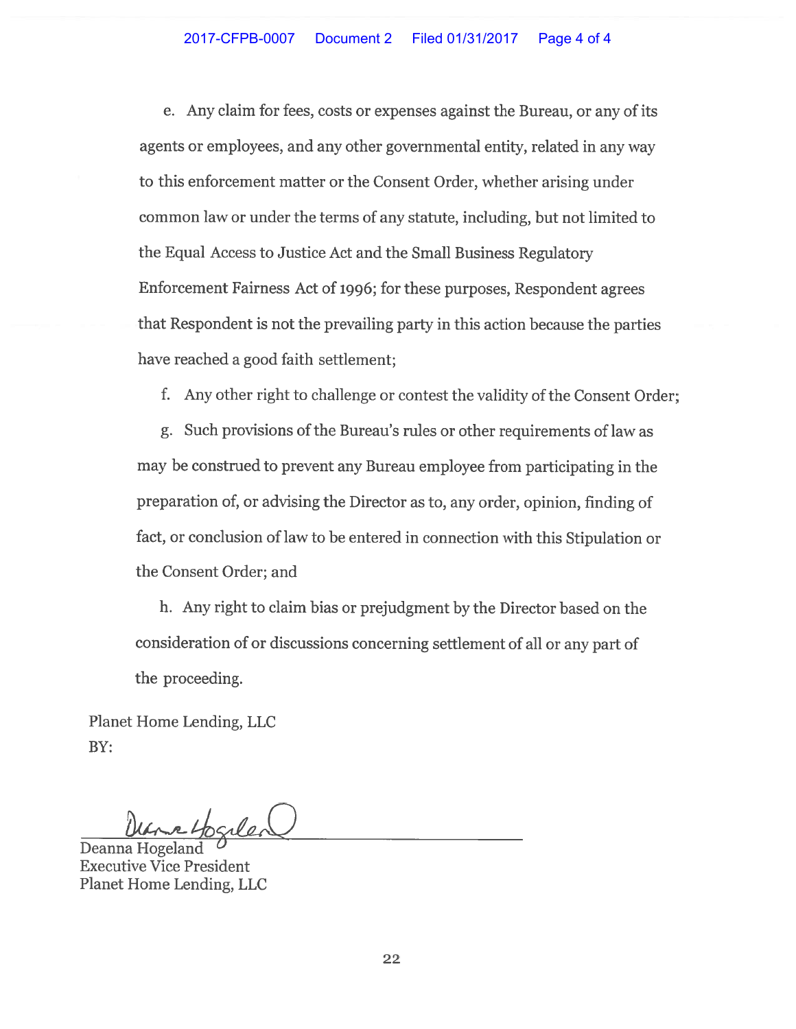e. Any claim for fees, costs or expenses against the Bureau, or any of its agents or employees, and any other governmental entity, related in any way to this enforcement matter or the Consent Order, whether arising under common law or under the terms of any statute, including, but not limited to the Equal Access to Justice Act and the Small Business Regulatory Enforcement Fairness Act of 1996; for these purposes, Respondent agrees that Respondent is not the prevailing party in this action because the parties have reached a good faith settlement;

f. Any other right to challenge or contest the validity of the Consent Order;

g. Such provisions of the Bureau's rules or other requirements of law as may be construed to prevent any Bureau employee from participating in the preparation of, or advising the Director as to, any order, opinion, finding of fact, or conclusion of law to be entered in connection with this Stipulation or the Consent Order; and

h. Any right to claim bias or prejudgment by the Director based on the consideration of or discussions concerning settlement of all or any part of the proceeding.

Planet Home Lending, LLC
BY:

Deanna Hogeland
Executive Vice President
Planet Home Lending, LLC